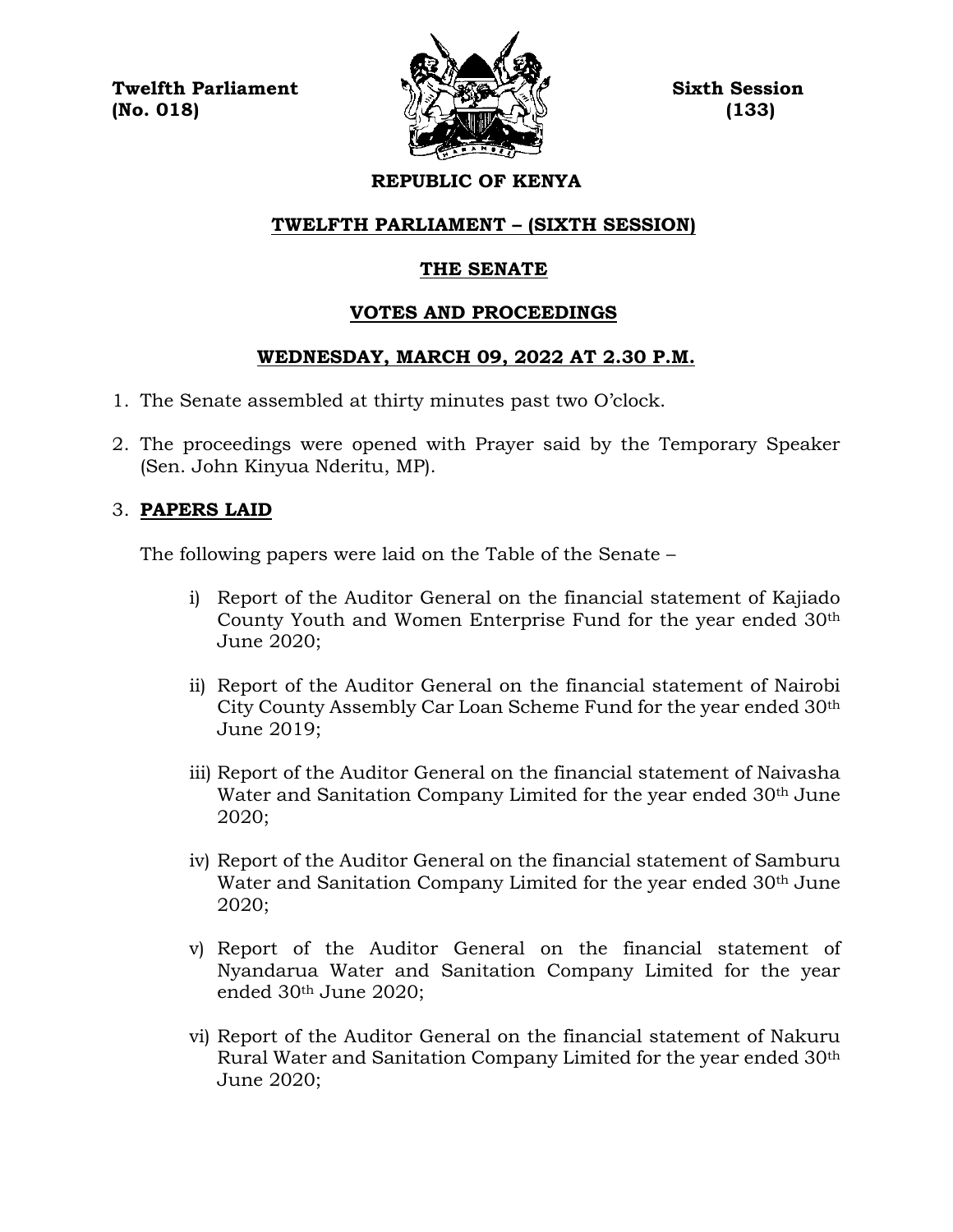**Twelfth Parliament** **Sixth Session**
**(No. 018)** **(133)**

**REPUBLIC OF KENYA**

# TWELFTH PARLIAMENT – (SIXTH SESSION)

## THE SENATE

## VOTES AND PROCEEDINGS

### WEDNESDAY, MARCH 09, 2022 AT 2.30 P.M.

1. The Senate assembled at thirty minutes past two O'clock.

2. The proceedings were opened with Prayer said by the Temporary Speaker (Sen. John Kinyua Nderitu, MP).

3. **PAPERS LAID**

   The following papers were laid on the Table of the Senate –

   i) Report of the Auditor General on the financial statement of Kajiado County Youth and Women Enterprise Fund for the year ended 30th June 2020;

   ii) Report of the Auditor General on the financial statement of Nairobi City County Assembly Car Loan Scheme Fund for the year ended 30th June 2019;

   iii) Report of the Auditor General on the financial statement of Naivasha Water and Sanitation Company Limited for the year ended 30th June 2020;

   iv) Report of the Auditor General on the financial statement of Samburu Water and Sanitation Company Limited for the year ended 30th June 2020;

   v) Report of the Auditor General on the financial statement of Nyandarua Water and Sanitation Company Limited for the year ended 30th June 2020;

   vi) Report of the Auditor General on the financial statement of Nakuru Rural Water and Sanitation Company Limited for the year ended 30th June 2020;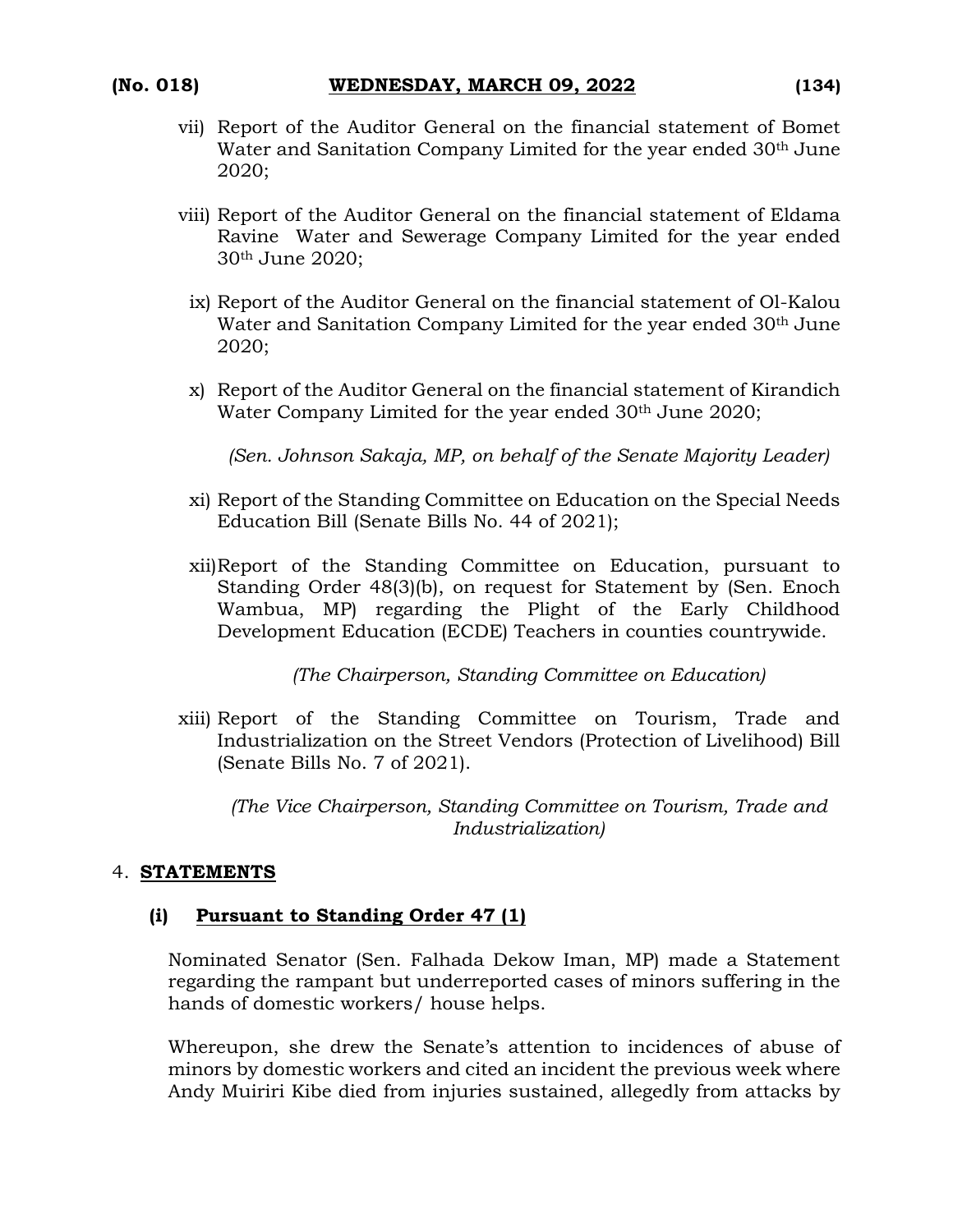vii) Report of the Auditor General on the financial statement of Bomet Water and Sanitation Company Limited for the year ended 30th June 2020;

viii) Report of the Auditor General on the financial statement of Eldama Ravine Water and Sewerage Company Limited for the year ended 30th June 2020;

ix) Report of the Auditor General on the financial statement of Ol-Kalou Water and Sanitation Company Limited for the year ended 30th June 2020;

x) Report of the Auditor General on the financial statement of Kirandich Water Company Limited for the year ended 30th June 2020;

*(Sen. Johnson Sakaja, MP, on behalf of the Senate Majority Leader)*

xi) Report of the Standing Committee on Education on the Special Needs Education Bill (Senate Bills No. 44 of 2021);

xii) Report of the Standing Committee on Education, pursuant to Standing Order 48(3)(b), on request for Statement by (Sen. Enoch Wambua, MP) regarding the Plight of the Early Childhood Development Education (ECDE) Teachers in counties countrywide.

*(The Chairperson, Standing Committee on Education)*

xiii) Report of the Standing Committee on Tourism, Trade and Industrialization on the Street Vendors (Protection of Livelihood) Bill (Senate Bills No. 7 of 2021).

*(The Vice Chairperson, Standing Committee on Tourism, Trade and Industrialization)*

4. **STATEMENTS**

**(i) Pursuant to Standing Order 47 (1)**

Nominated Senator (Sen. Falhada Dekow Iman, MP) made a Statement regarding the rampant but underreported cases of minors suffering in the hands of domestic workers/ house helps.

Whereupon, she drew the Senate's attention to incidences of abuse of minors by domestic workers and cited an incident the previous week where Andy Muiriri Kibe died from injuries sustained, allegedly from attacks by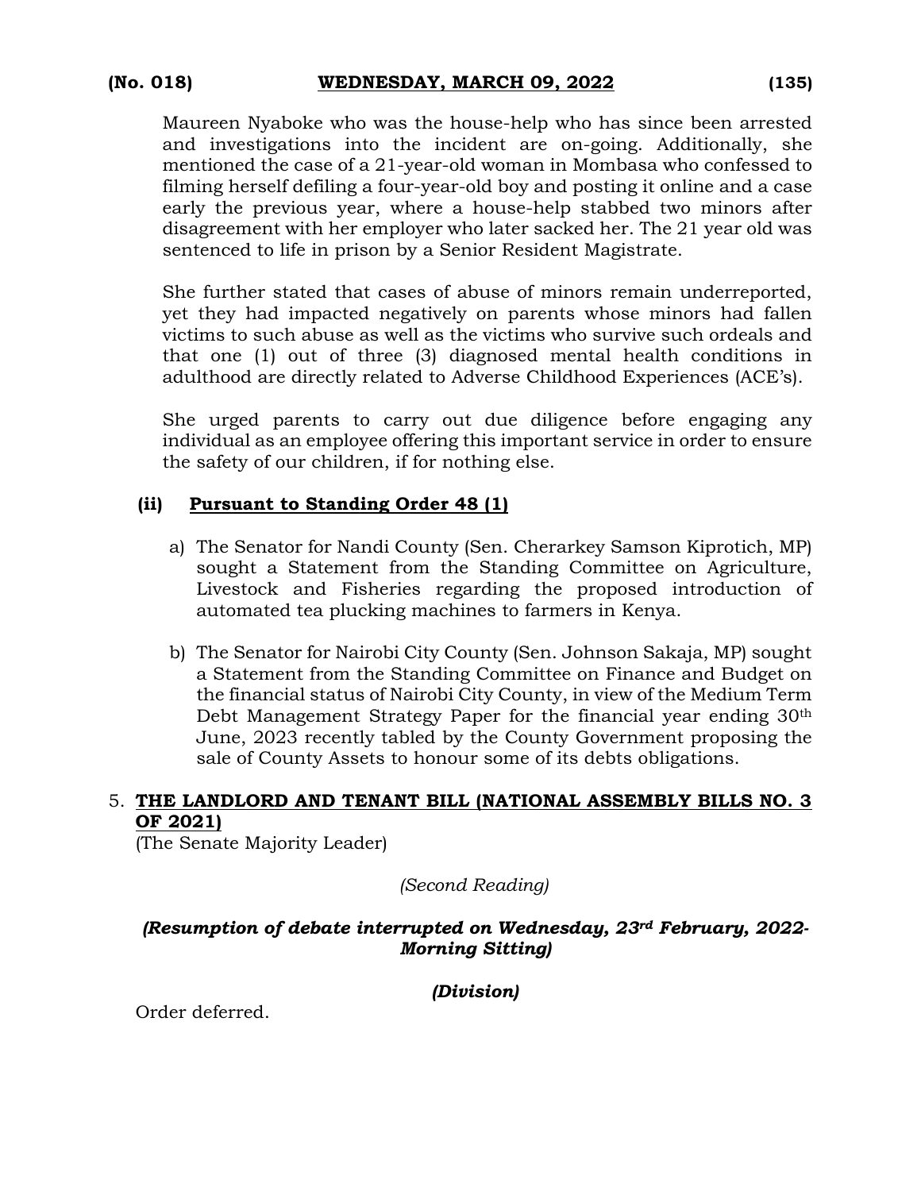Maureen Nyaboke who was the house-help who has since been arrested and investigations into the incident are on-going. Additionally, she mentioned the case of a 21-year-old woman in Mombasa who confessed to filming herself defiling a four-year-old boy and posting it online and a case early the previous year, where a house-help stabbed two minors after disagreement with her employer who later sacked her. The 21 year old was sentenced to life in prison by a Senior Resident Magistrate.

She further stated that cases of abuse of minors remain underreported, yet they had impacted negatively on parents whose minors had fallen victims to such abuse as well as the victims who survive such ordeals and that one (1) out of three (3) diagnosed mental health conditions in adulthood are directly related to Adverse Childhood Experiences (ACE's).

She urged parents to carry out due diligence before engaging any individual as an employee offering this important service in order to ensure the safety of our children, if for nothing else.

**(ii) Pursuant to Standing Order 48 (1)**

a) The Senator for Nandi County (Sen. Cherarkey Samson Kiprotich, MP) sought a Statement from the Standing Committee on Agriculture, Livestock and Fisheries regarding the proposed introduction of automated tea plucking machines to farmers in Kenya.

b) The Senator for Nairobi City County (Sen. Johnson Sakaja, MP) sought a Statement from the Standing Committee on Finance and Budget on the financial status of Nairobi City County, in view of the Medium Term Debt Management Strategy Paper for the financial year ending 30th June, 2023 recently tabled by the County Government proposing the sale of County Assets to honour some of its debts obligations.

5. **THE LANDLORD AND TENANT BILL (NATIONAL ASSEMBLY BILLS NO. 3 OF 2021)**
(The Senate Majority Leader)

*(Second Reading)*

***(Resumption of debate interrupted on Wednesday, 23rd February, 2022-Morning Sitting)***

***(Division)***

Order deferred.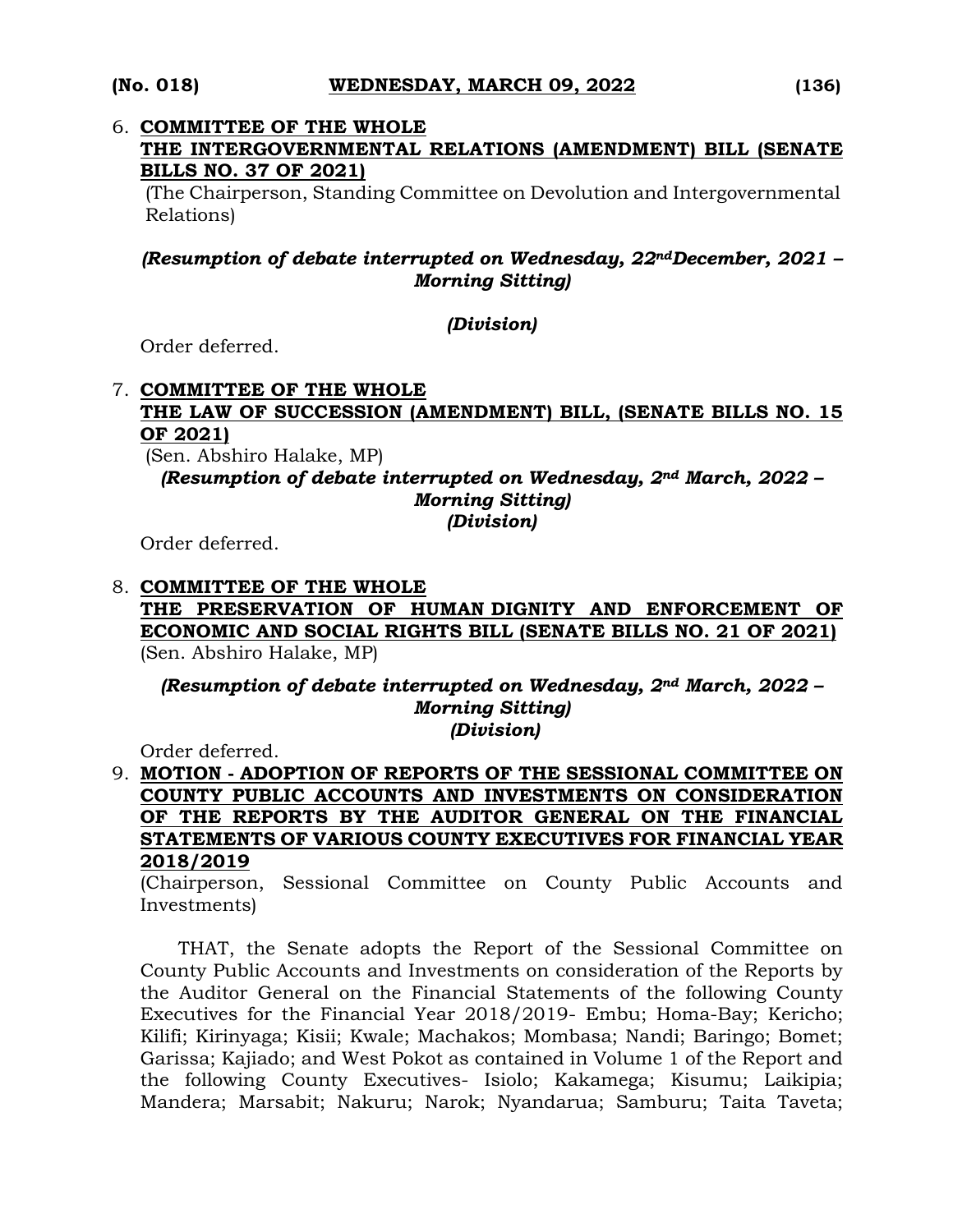6. **COMMITTEE OF THE WHOLE**
   **THE INTERGOVERNMENTAL RELATIONS (AMENDMENT) BILL (SENATE BILLS NO. 37 OF 2021)**
   (The Chairperson, Standing Committee on Devolution and Intergovernmental Relations)

   ***(Resumption of debate interrupted on Wednesday, 22nd December, 2021 – Morning Sitting)***

   ***(Division)***

   Order deferred.

7. **COMMITTEE OF THE WHOLE**
   **THE LAW OF SUCCESSION (AMENDMENT) BILL, (SENATE BILLS NO. 15 OF 2021)**
   (Sen. Abshiro Halake, MP)

   ***(Resumption of debate interrupted on Wednesday, 2nd March, 2022 – Morning Sitting)***
   ***(Division)***

   Order deferred.

8. **COMMITTEE OF THE WHOLE**
   **THE PRESERVATION OF HUMAN DIGNITY AND ENFORCEMENT OF ECONOMIC AND SOCIAL RIGHTS BILL (SENATE BILLS NO. 21 OF 2021)**
   (Sen. Abshiro Halake, MP)

   ***(Resumption of debate interrupted on Wednesday, 2nd March, 2022 – Morning Sitting)***
   ***(Division)***

   Order deferred.

9. **MOTION - ADOPTION OF REPORTS OF THE SESSIONAL COMMITTEE ON COUNTY PUBLIC ACCOUNTS AND INVESTMENTS ON CONSIDERATION OF THE REPORTS BY THE AUDITOR GENERAL ON THE FINANCIAL STATEMENTS OF VARIOUS COUNTY EXECUTIVES FOR FINANCIAL YEAR 2018/2019**
   (Chairperson, Sessional Committee on County Public Accounts and Investments)

   THAT, the Senate adopts the Report of the Sessional Committee on County Public Accounts and Investments on consideration of the Reports by the Auditor General on the Financial Statements of the following County Executives for the Financial Year 2018/2019- Embu; Homa-Bay; Kericho; Kilifi; Kirinyaga; Kisii; Kwale; Machakos; Mombasa; Nandi; Baringo; Bomet; Garissa; Kajiado; and West Pokot as contained in Volume 1 of the Report and the following County Executives- Isiolo; Kakamega; Kisumu; Laikipia; Mandera; Marsabit; Nakuru; Narok; Nyandarua; Samburu; Taita Taveta;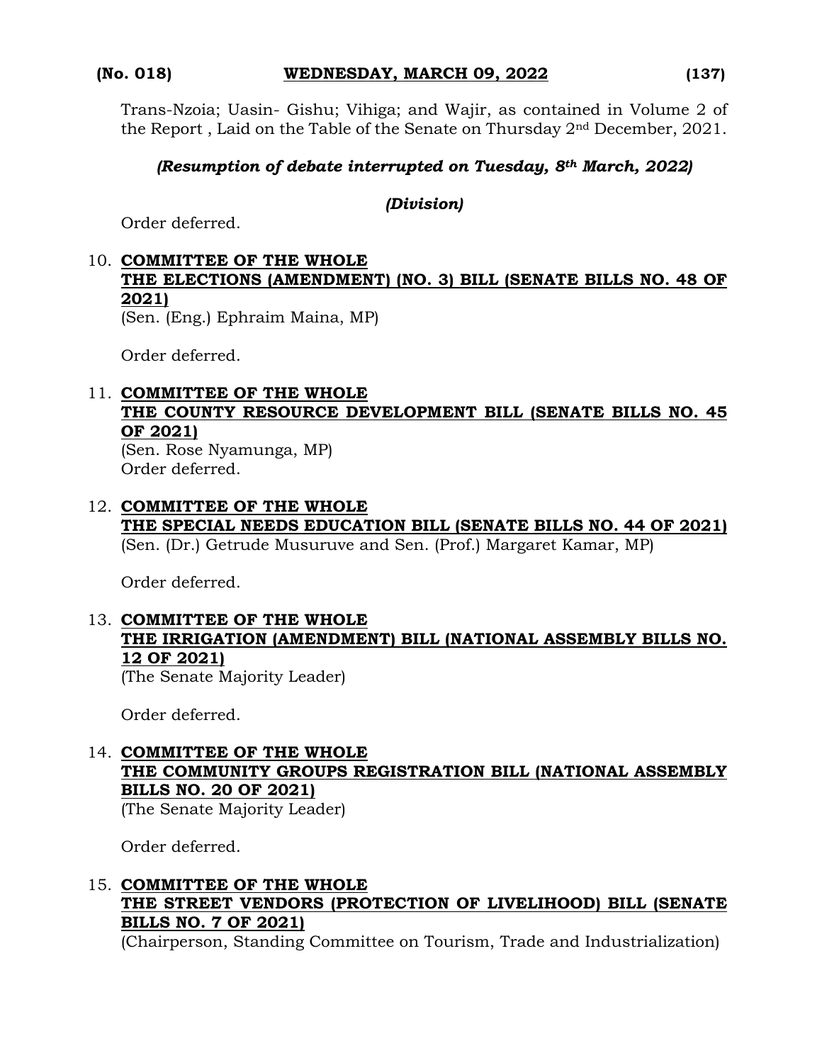Trans-Nzoia; Uasin- Gishu; Vihiga; and Wajir, as contained in Volume 2 of the Report , Laid on the Table of the Senate on Thursday 2nd December, 2021.

***(Resumption of debate interrupted on Tuesday, 8th March, 2022)***

***(Division)***

Order deferred.

10. **COMMITTEE OF THE WHOLE**
**THE ELECTIONS (AMENDMENT) (NO. 3) BILL (SENATE BILLS NO. 48 OF 2021)**
(Sen. (Eng.) Ephraim Maina, MP)

Order deferred.

11. **COMMITTEE OF THE WHOLE**
**THE COUNTY RESOURCE DEVELOPMENT BILL (SENATE BILLS NO. 45 OF 2021)**
(Sen. Rose Nyamunga, MP)
Order deferred.

12. **COMMITTEE OF THE WHOLE**
**THE SPECIAL NEEDS EDUCATION BILL (SENATE BILLS NO. 44 OF 2021)**
(Sen. (Dr.) Getrude Musuruve and Sen. (Prof.) Margaret Kamar, MP)

Order deferred.

13. **COMMITTEE OF THE WHOLE**
**THE IRRIGATION (AMENDMENT) BILL (NATIONAL ASSEMBLY BILLS NO. 12 OF 2021)**
(The Senate Majority Leader)

Order deferred.

14. **COMMITTEE OF THE WHOLE**
**THE COMMUNITY GROUPS REGISTRATION BILL (NATIONAL ASSEMBLY BILLS NO. 20 OF 2021)**
(The Senate Majority Leader)

Order deferred.

15. **COMMITTEE OF THE WHOLE**
**THE STREET VENDORS (PROTECTION OF LIVELIHOOD) BILL (SENATE BILLS NO. 7 OF 2021)**
(Chairperson, Standing Committee on Tourism, Trade and Industrialization)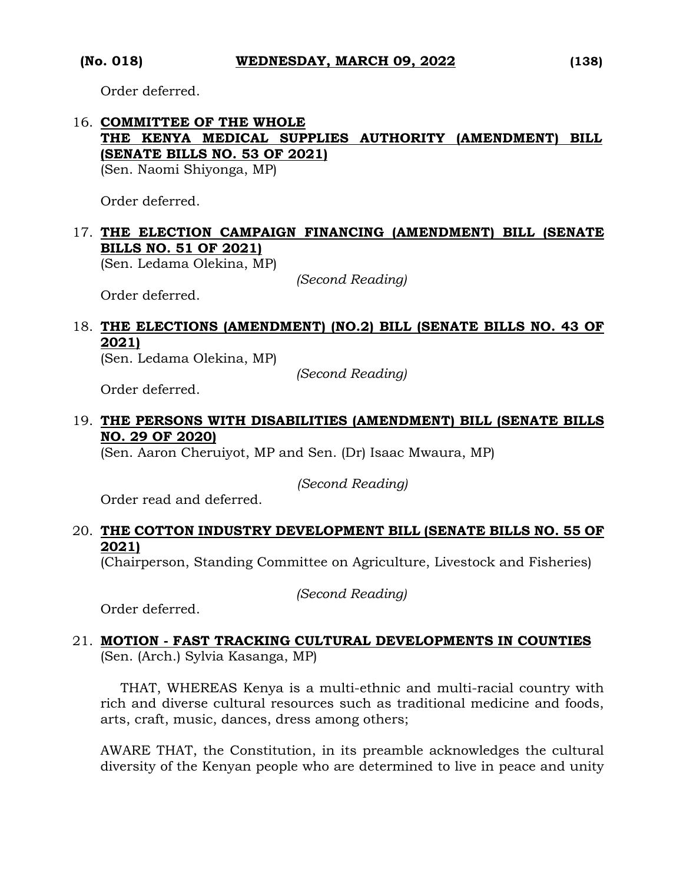Order deferred.

16. **COMMITTEE OF THE WHOLE**
**THE KENYA MEDICAL SUPPLIES AUTHORITY (AMENDMENT) BILL (SENATE BILLS NO. 53 OF 2021)**
(Sen. Naomi Shiyonga, MP)

Order deferred.

17. **THE ELECTION CAMPAIGN FINANCING (AMENDMENT) BILL (SENATE BILLS NO. 51 OF 2021)**
(Sen. Ledama Olekina, MP)

*(Second Reading)*

Order deferred.

18. **THE ELECTIONS (AMENDMENT) (NO.2) BILL (SENATE BILLS NO. 43 OF 2021)**
(Sen. Ledama Olekina, MP)

*(Second Reading)*

Order deferred.

19. **THE PERSONS WITH DISABILITIES (AMENDMENT) BILL (SENATE BILLS NO. 29 OF 2020)**
(Sen. Aaron Cheruiyot, MP and Sen. (Dr) Isaac Mwaura, MP)

*(Second Reading)*

Order read and deferred.

20. **THE COTTON INDUSTRY DEVELOPMENT BILL (SENATE BILLS NO. 55 OF 2021)**
(Chairperson, Standing Committee on Agriculture, Livestock and Fisheries)

*(Second Reading)*

Order deferred.

21. **MOTION - FAST TRACKING CULTURAL DEVELOPMENTS IN COUNTIES**
(Sen. (Arch.) Sylvia Kasanga, MP)

THAT, WHEREAS Kenya is a multi-ethnic and multi-racial country with rich and diverse cultural resources such as traditional medicine and foods, arts, craft, music, dances, dress among others;

AWARE THAT, the Constitution, in its preamble acknowledges the cultural diversity of the Kenyan people who are determined to live in peace and unity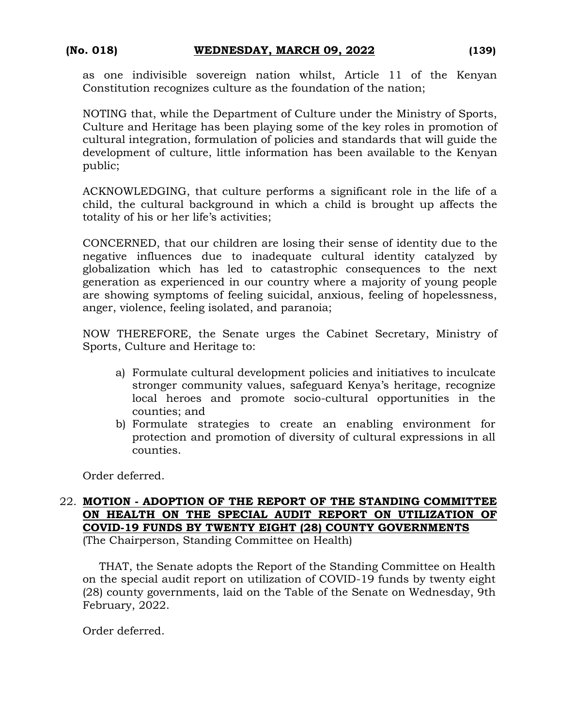as one indivisible sovereign nation whilst, Article 11 of the Kenyan Constitution recognizes culture as the foundation of the nation;

NOTING that, while the Department of Culture under the Ministry of Sports, Culture and Heritage has been playing some of the key roles in promotion of cultural integration, formulation of policies and standards that will guide the development of culture, little information has been available to the Kenyan public;

ACKNOWLEDGING, that culture performs a significant role in the life of a child, the cultural background in which a child is brought up affects the totality of his or her life's activities;

CONCERNED, that our children are losing their sense of identity due to the negative influences due to inadequate cultural identity catalyzed by globalization which has led to catastrophic consequences to the next generation as experienced in our country where a majority of young people are showing symptoms of feeling suicidal, anxious, feeling of hopelessness, anger, violence, feeling isolated, and paranoia;

NOW THEREFORE, the Senate urges the Cabinet Secretary, Ministry of Sports, Culture and Heritage to:

a) Formulate cultural development policies and initiatives to inculcate stronger community values, safeguard Kenya's heritage, recognize local heroes and promote socio-cultural opportunities in the counties; and
b) Formulate strategies to create an enabling environment for protection and promotion of diversity of cultural expressions in all counties.

Order deferred.

22. **MOTION - ADOPTION OF THE REPORT OF THE STANDING COMMITTEE ON HEALTH ON THE SPECIAL AUDIT REPORT ON UTILIZATION OF COVID-19 FUNDS BY TWENTY EIGHT (28) COUNTY GOVERNMENTS**
(The Chairperson, Standing Committee on Health)

THAT, the Senate adopts the Report of the Standing Committee on Health on the special audit report on utilization of COVID-19 funds by twenty eight (28) county governments, laid on the Table of the Senate on Wednesday, 9th February, 2022.

Order deferred.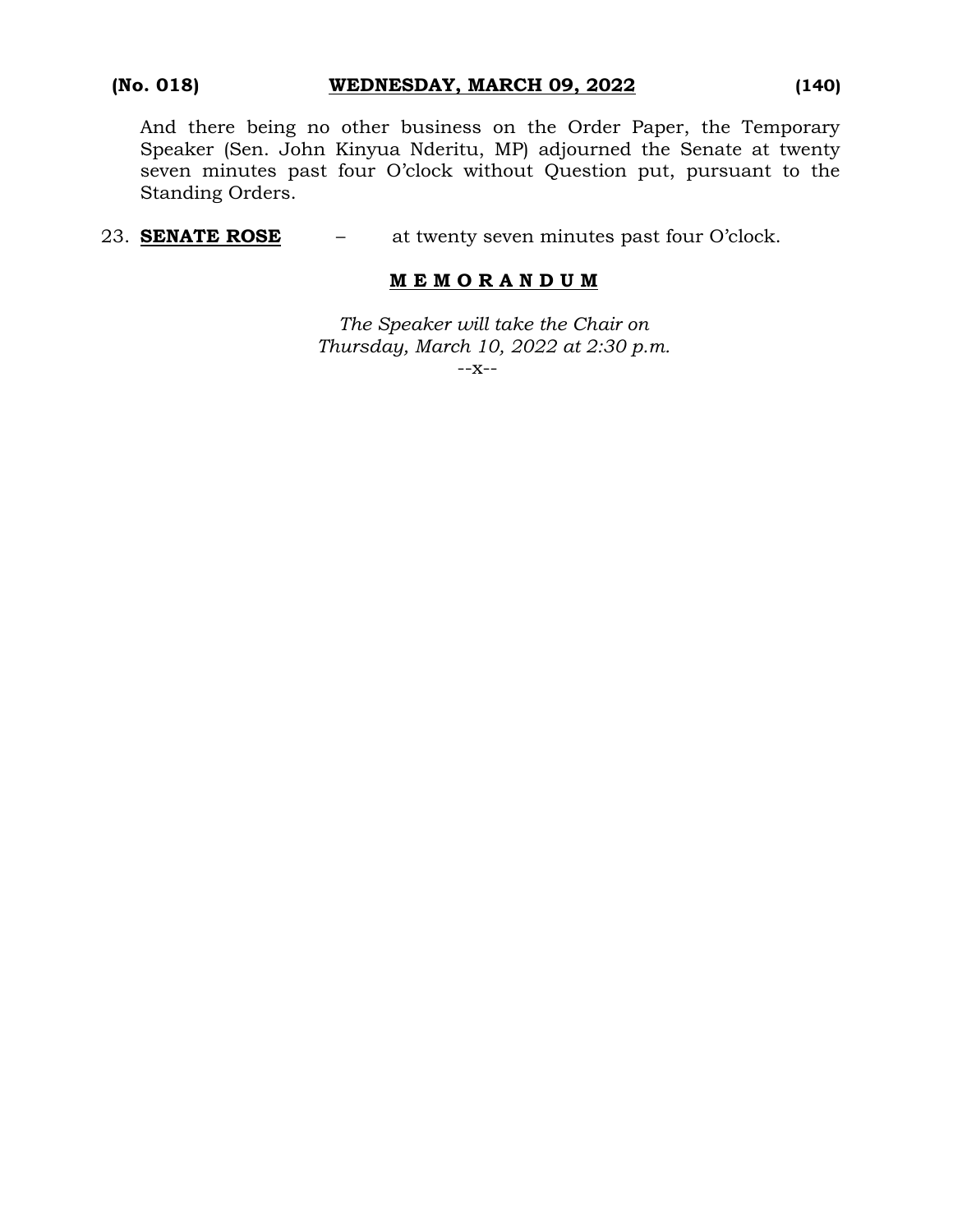And there being no other business on the Order Paper, the Temporary Speaker (Sen. John Kinyua Nderitu, MP) adjourned the Senate at twenty seven minutes past four O'clock without Question put, pursuant to the Standing Orders.

23. **SENATE ROSE** – at twenty seven minutes past four O'clock.

**M E M O R A N D U M**

*The Speaker will take the Chair on Thursday, March 10, 2022 at 2:30 p.m.*

--x--